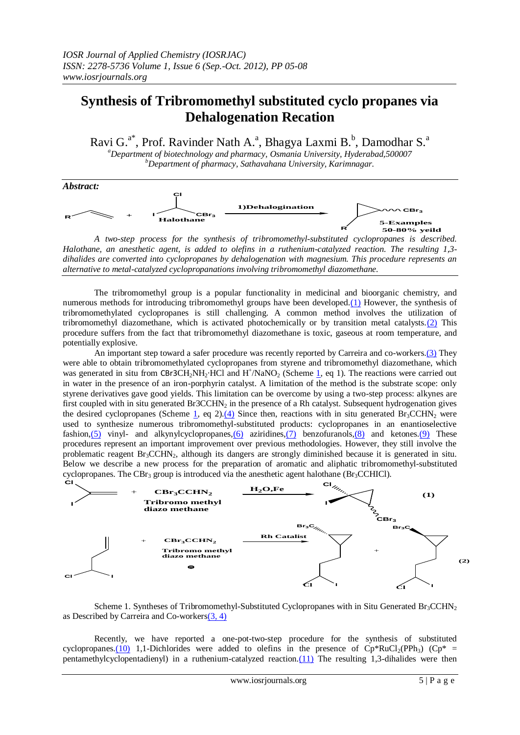# Synthesis of Tribromomethyl substituted cyclo propanes via Dehalogenation Recation

Ravi G.[a*], Prof. Ravinder Nath A.[a], Bhagya Laxmi B.[b], Damodhar S.[a]

[a]*Department of biotechnology and pharmacy, Osmania University, Hyderabad,500007*
[b]*Department of pharmacy, Sathavahana University, Karimnagar.*

***Abstract:***

R + Cl I CBr3 Halothane 1)Dehalogination CBr3 R 5-Examples 50-80% yeild

*A two-step process for the synthesis of tribromomethyl-substituted cyclopropanes is described. Halothane, an anesthetic agent, is added to olefins in a ruthenium-catalyzed reaction. The resulting 1,3-dihalides are converted into cyclopropanes by dehalogenation with magnesium. This procedure represents an alternative to metal-catalyzed cyclopropanations involving tribromomethyl diazomethane.*

The tribromomethyl group is a popular functionality in medicinal and bioorganic chemistry, and numerous methods for introducing tribromomethyl groups have been developed.(1) However, the synthesis of tribromomethylated cyclopropanes is still challenging. A common method involves the utilization of tribromomethyl diazomethane, which is activated photochemically or by transition metal catalysts.(2) This procedure suffers from the fact that tribromomethyl diazomethane is toxic, gaseous at room temperature, and potentially explosive.

An important step toward a safer procedure was recently reported by Carreira and co-workers.(3) They were able to obtain tribromomethylated cyclopropanes from styrene and tribromomethyl diazomethane, which was generated in situ from $CBr3CH_2NH_2{\cdot}HCl$ and $H^+/NaNO_2$ (Scheme 1, eq 1). The reactions were carried out in water in the presence of an iron-porphyrin catalyst. A limitation of the method is the substrate scope: only styrene derivatives gave good yields. This limitation can be overcome by using a two-step process: alkynes are first coupled with in situ generated $Br3CCHN_2$ in the presence of a Rh catalyst. Subsequent hydrogenation gives the desired cyclopropanes (Scheme 1, eq 2).(4) Since then, reactions with in situ generated $Br_3CCHN_2$ were used to synthesize numerous tribromomethyl-substituted products: cyclopropanes in an enantioselective fashion,(5) vinyl- and alkynylcyclopropanes,(6) aziridines,(7) benzofuranols,(8) and ketones.(9) These procedures represent an important improvement over previous methodologies. However, they still involve the problematic reagent $Br_3CCHN_2$, although its dangers are strongly diminished because it is generated in situ. Below we describe a new process for the preparation of aromatic and aliphatic tribromomethyl-substituted cyclopropanes. The $CBr_3$ group is introduced via the anesthetic agent halothane ($Br_3CCHICl$).

Cl I + $CBr_3CCHN_2$ Tribromo methyl diazo methane $H_2O$,Fe Cl I $CBr_3$ (1)

Cl I + $CBr_3CCHN_2$ Tribromo methyl diazo methane Rh Catalist $Br_3C$ Cl I + $Br_3C$ Cl I (2)

Scheme 1. Syntheses of Tribromomethyl-Substituted Cyclopropanes with in Situ Generated $Br_3CCHN_2$ as Described by Carreira and Co-workers(3, 4)

Recently, we have reported a one-pot-two-step procedure for the synthesis of substituted cyclopropanes.(10) 1,1-Dichlorides were added to olefins in the presence of $Cp^*RuCl_2(PPh_3)$ ($Cp^*$ = pentamethylcyclopentadienyl) in a ruthenium-catalyzed reaction.(11) The resulting 1,3-dihalides were then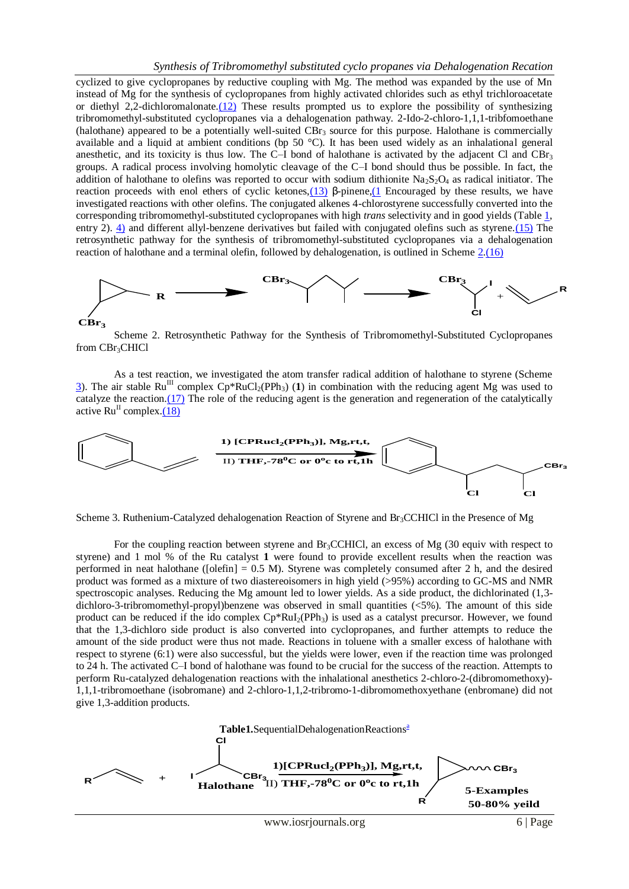cyclized to give cyclopropanes by reductive coupling with Mg. The method was expanded by the use of Mn instead of Mg for the synthesis of cyclopropanes from highly activated chlorides such as ethyl trichloroacetate or diethyl 2,2-dichloromalonate.(12) These results prompted us to explore the possibility of synthesizing tribromomethyl-substituted cyclopropanes via a dehalogenation pathway. 2-Ido-2-chloro-1,1,1-tribfomoethane (halothane) appeared to be a potentially well-suited $CBr_3$ source for this purpose. Halothane is commercially available and a liquid at ambient conditions (bp 50 °C). It has been used widely as an inhalational general anesthetic, and its toxicity is thus low. The C–I bond of halothane is activated by the adjacent Cl and $CBr_3$ groups. A radical process involving homolytic cleavage of the C–I bond should thus be possible. In fact, the addition of halothane to olefins was reported to occur with sodium dithionite $Na_2S_2O_4$ as radical initiator. The reaction proceeds with enol ethers of cyclic ketones,(13) β-pinene,(1 Encouraged by these results, we have investigated reactions with other olefins. The conjugated alkenes 4-chlorostyrene successfully converted into the corresponding tribromomethyl-substituted cyclopropanes with high *trans* selectivity and in good yields (Table 1, entry 2). 4) and different allyl-benzene derivatives but failed with conjugated olefins such as styrene.(15) The retrosynthetic pathway for the synthesis of tribromomethyl-substituted cyclopropanes via a dehalogenation reaction of halothane and a terminal olefin, followed by dehalogenation, is outlined in Scheme 2.(16)

Scheme 2. Retrosynthetic Pathway for the Synthesis of Tribromomethyl-Substituted Cyclopropanes from $CBr_3CHICl$

As a test reaction, we investigated the atom transfer radical addition of halothane to styrene (Scheme 3). The air stable $Ru^{III}$ complex $Cp^*RuCl_2(PPh_3)$ (**1**) in combination with the reducing agent Mg was used to catalyze the reaction.(17) The role of the reducing agent is the generation and regeneration of the catalytically active $Ru^{II}$ complex.(18)

1) $[CPRucl_2(PPh_3)]$, Mg,rt,t,
II) THF,-78$^0$C or 0$^o$c to rt,1h

Scheme 3. Ruthenium-Catalyzed dehalogenation Reaction of Styrene and $Br_3CCHICl$ in the Presence of Mg

For the coupling reaction between styrene and $Br_3CCHICl$, an excess of Mg (30 equiv with respect to styrene) and 1 mol % of the Ru catalyst **1** were found to provide excellent results when the reaction was performed in neat halothane ([olefin] = 0.5 M). Styrene was completely consumed after 2 h, and the desired product was formed as a mixture of two diastereoisomers in high yield (>95%) according to GC-MS and NMR spectroscopic analyses. Reducing the Mg amount led to lower yields. As a side product, the dichlorinated (1,3-dichloro-3-tribromomethyl-propyl)benzene was observed in small quantities (<5%). The amount of this side product can be reduced if the ido complex $Cp^*RuI_2(PPh_3)$ is used as a catalyst precursor. However, we found that the 1,3-dichloro side product is also converted into cyclopropanes, and further attempts to reduce the amount of the side product were thus not made. Reactions in toluene with a smaller excess of halothane with respect to styrene (6:1) were also successful, but the yields were lower, even if the reaction time was prolonged to 24 h. The activated C–I bond of halothane was found to be crucial for the success of the reaction. Attempts to perform Ru-catalyzed dehalogenation reactions with the inhalational anesthetics 2-chloro-2-(dibromomethoxy)-1,1,1-tribromoethane (isobromane) and 2-chloro-1,1,2-tribromo-1-dibromomethoxyethane (enbromane) did not give 1,3-addition products.

**Table1.**SequentialDehalogenationReactions[a]

Halothane

1)$[CPRucl_2(PPh_3)]$, Mg,rt,t,
II) THF,-78$^0$C or 0$^o$c to rt,1h

5-Examples
50-80% yeild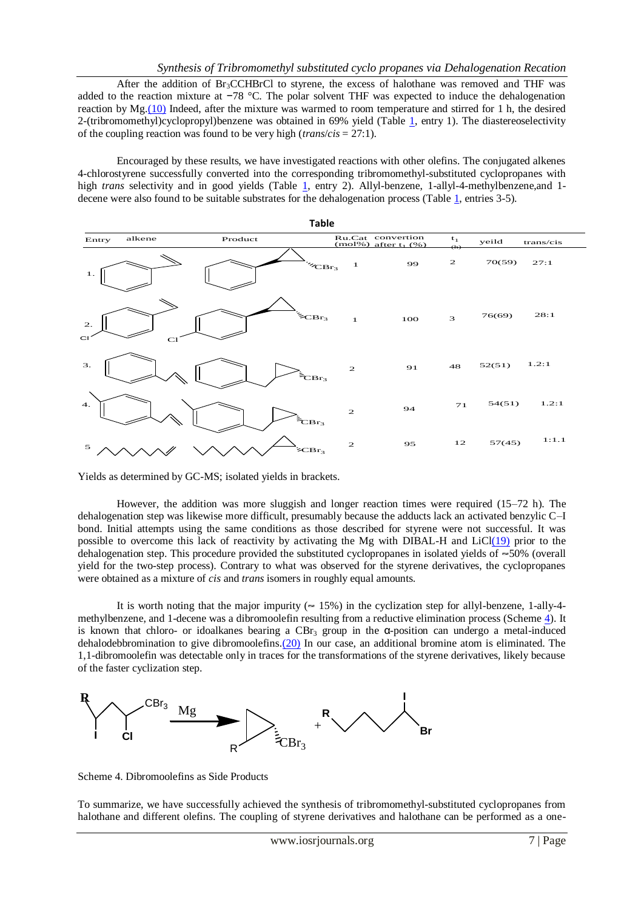After the addition of $Br_3CCHBrCl$ to styrene, the excess of halothane was removed and THF was added to the reaction mixture at −78 °C. The polar solvent THF was expected to induce the dehalogenation reaction by Mg.(10) Indeed, after the mixture was warmed to room temperature and stirred for 1 h, the desired 2-(tribromomethyl)cyclopropyl)benzene was obtained in 69% yield (Table 1, entry 1). The diastereoselectivity of the coupling reaction was found to be very high (*trans*/*cis* = 27:1).

Encouraged by these results, we have investigated reactions with other olefins. The conjugated alkenes 4-chlorostyrene successfully converted into the corresponding tribromomethyl-substituted cyclopropanes with high *trans* selectivity and in good yields (Table 1, entry 2). Allyl-benzene, 1-allyl-4-methylbenzene,and 1-decene were also found to be suitable substrates for the dehalogenation process (Table 1, entries 3-5).

**Table**

| Entry | alkene | Product | Ru.Cat (mol%) | convertion after $t_1$ (%) | $t_1$ (h) | yeild | trans/cis |
|---|---|---|---|---|---|---|---|
| 1. | | $CBr_3$ | 1 | 99 | 2 | 70(59) | 27:1 |
| 2. | Cl | Cl, $CBr_3$ | 1 | 100 | 3 | 76(69) | 28:1 |
| 3. | | $CBr_3$ | 2 | 91 | 48 | 52(51) | 1.2:1 |
| 4. | | $CBr_3$ | 2 | 94 | 71 | 54(51) | 1.2:1 |
| 5 | | $CBr_3$ | 2 | 95 | 12 | 57(45) | 1:1.1 |

Yields as determined by GC-MS; isolated yields in brackets.

However, the addition was more sluggish and longer reaction times were required (15–72 h). The dehalogenation step was likewise more difficult, presumably because the adducts lack an activated benzylic C–I bond. Initial attempts using the same conditions as those described for styrene were not successful. It was possible to overcome this lack of reactivity by activating the Mg with DIBAL-H and LiCl(19) prior to the dehalogenation step. This procedure provided the substituted cyclopropanes in isolated yields of ≈50% (overall yield for the two-step process). Contrary to what was observed for the styrene derivatives, the cyclopropanes were obtained as a mixture of *cis* and *trans* isomers in roughly equal amounts.

It is worth noting that the major impurity (≈ 15%) in the cyclization step for allyl-benzene, 1-ally-4-methylbenzene, and 1-decene was a dibromoolefin resulting from a reductive elimination process (Scheme 4). It is known that chloro- or idoalkanes bearing a $CBr_3$ group in the α-position can undergo a metal-induced dehalodebbromination to give dibromoolefins.(20) In our case, an additional bromine atom is eliminated. The 1,1-dibromoolefin was detectable only in traces for the transformations of the styrene derivatives, likely because of the faster cyclization step.

R, I, Cl, $CBr_3$, Mg, R, $CBr_3$, +, R, I, Br

Scheme 4. Dibromoolefins as Side Products

To summarize, we have successfully achieved the synthesis of tribromomethyl-substituted cyclopropanes from halothane and different olefins. The coupling of styrene derivatives and halothane can be performed as a one-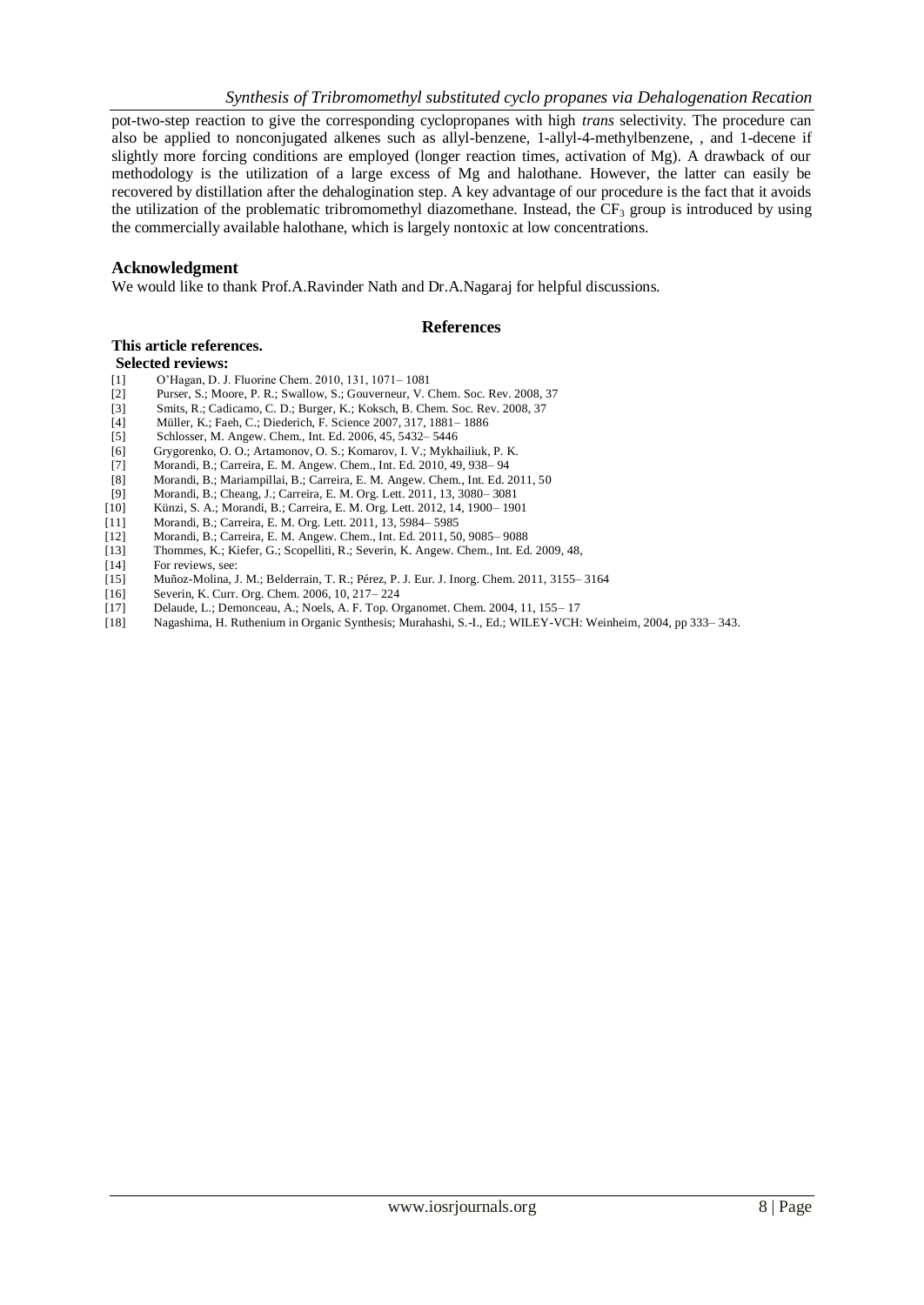pot-two-step reaction to give the corresponding cyclopropanes with high *trans* selectivity. The procedure can also be applied to nonconjugated alkenes such as allyl-benzene, 1-allyl-4-methylbenzene, , and 1-decene if slightly more forcing conditions are employed (longer reaction times, activation of Mg). A drawback of our methodology is the utilization of a large excess of Mg and halothane. However, the latter can easily be recovered by distillation after the dehalogination step. A key advantage of our procedure is the fact that it avoids the utilization of the problematic tribromomethyl diazomethane. Instead, the $CF_3$ group is introduced by using the commercially available halothane, which is largely nontoxic at low concentrations.

## Acknowledgment

We would like to thank Prof.A.Ravinder Nath and Dr.A.Nagaraj for helpful discussions.

## References

**This article references.**

**Selected reviews:**

[1] O'Hagan, D. J. Fluorine Chem. 2010, 131, 1071– 1081
[2] Purser, S.; Moore, P. R.; Swallow, S.; Gouverneur, V. Chem. Soc. Rev. 2008, 37
[3] Smits, R.; Cadicamo, C. D.; Burger, K.; Koksch, B. Chem. Soc. Rev. 2008, 37
[4] Müller, K.; Faeh, C.; Diederich, F. Science 2007, 317, 1881– 1886
[5] Schlosser, M. Angew. Chem., Int. Ed. 2006, 45, 5432– 5446
[6] Grygorenko, O. O.; Artamonov, O. S.; Komarov, I. V.; Mykhailiuk, P. K.
[7] Morandi, B.; Carreira, E. M. Angew. Chem., Int. Ed. 2010, 49, 938– 94
[8] Morandi, B.; Mariampillai, B.; Carreira, E. M. Angew. Chem., Int. Ed. 2011, 50
[9] Morandi, B.; Cheang, J.; Carreira, E. M. Org. Lett. 2011, 13, 3080– 3081
[10] Künzi, S. A.; Morandi, B.; Carreira, E. M. Org. Lett. 2012, 14, 1900– 1901
[11] Morandi, B.; Carreira, E. M. Org. Lett. 2011, 13, 5984– 5985
[12] Morandi, B.; Carreira, E. M. Angew. Chem., Int. Ed. 2011, 50, 9085– 9088
[13] Thommes, K.; Kiefer, G.; Scopelliti, R.; Severin, K. Angew. Chem., Int. Ed. 2009, 48,
[14] For reviews, see:
[15] Muñoz-Molina, J. M.; Belderrain, T. R.; Pérez, P. J. Eur. J. Inorg. Chem. 2011, 3155– 3164
[16] Severin, K. Curr. Org. Chem. 2006, 10, 217– 224
[17] Delaude, L.; Demonceau, A.; Noels, A. F. Top. Organomet. Chem. 2004, 11, 155– 17
[18] Nagashima, H. Ruthenium in Organic Synthesis; Murahashi, S.-I., Ed.; WILEY-VCH: Weinheim, 2004, pp 333– 343.